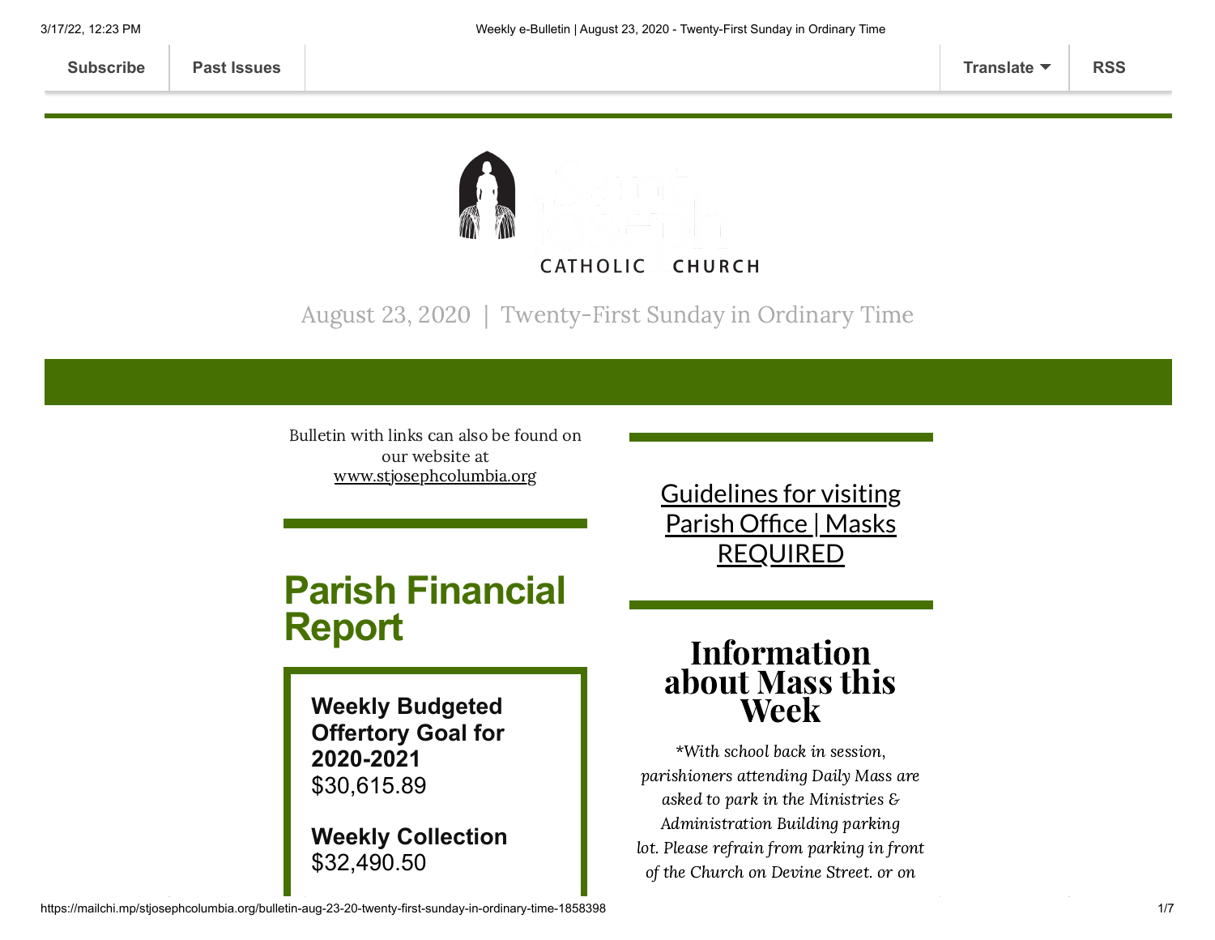Subscribe | Past Issues | Translate | RSS

CATHOLIC CHURCH

August 23, 2020 | Twenty-First Sunday in Ordinary Time

Bulletin with links can also be found on our website at www.stjosephcolumbia.org

## Parish Financial Report

**Weekly Budgeted Offertory Goal for 2020-2021**
$30,615.89

**Weekly Collection**
$32,490.50

Guidelines for visiting Parish Office | Masks REQUIRED

## Information about Mass this Week

*\*With school back in session, parishioners attending Daily Mass are asked to park in the Ministries & Administration Building parking lot. Please refrain from parking in front of the Church on Devine Street. or on*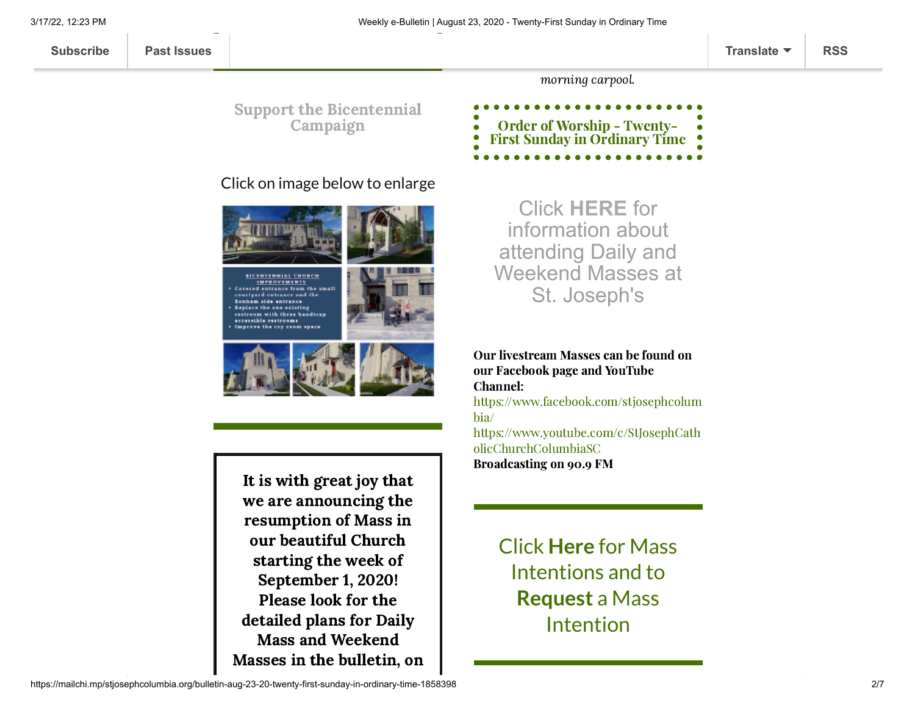*morning carpool.*

## Support the Bicentennial Campaign

Click on image below to enlarge

## Order of Worship - Twenty-First Sunday in Ordinary Time

Click **HERE** for information about attending Daily and Weekend Masses at St. Joseph's

**Our livestream Masses can be found on our Facebook page and YouTube Channel:**
https://www.facebook.com/stjosephcolumbia/
https://www.youtube.com/c/StJosephCatholicChurchColumbiaSC
**Broadcasting on 90.9 FM**

Click **Here** for Mass Intentions and to **Request** a Mass Intention

**It is with great joy that we are announcing the resumption of Mass in our beautiful Church starting the week of September 1, 2020! Please look for the detailed plans for Daily Mass and Weekend Masses in the bulletin, on**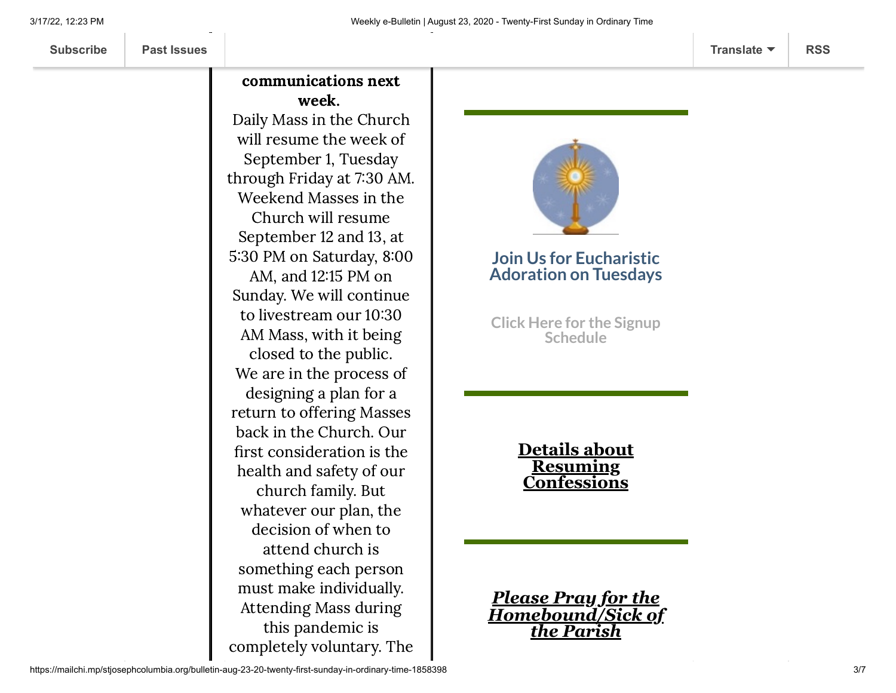**communications next week.**

Daily Mass in the Church will resume the week of September 1, Tuesday through Friday at 7:30 AM. Weekend Masses in the Church will resume September 12 and 13, at 5:30 PM on Saturday, 8:00 AM, and 12:15 PM on Sunday. We will continue to livestream our 10:30 AM Mass, with it being closed to the public. We are in the process of designing a plan for a return to offering Masses back in the Church. Our first consideration is the health and safety of our church family. But whatever our plan, the decision of when to attend church is something each person must make individually. Attending Mass during this pandemic is completely voluntary. The

---

### Join Us for Eucharistic Adoration on Tuesdays

Click Here for the Signup Schedule

---

**Details about Resuming Confessions**

---

***Please Pray for the Homebound/Sick of the Parish***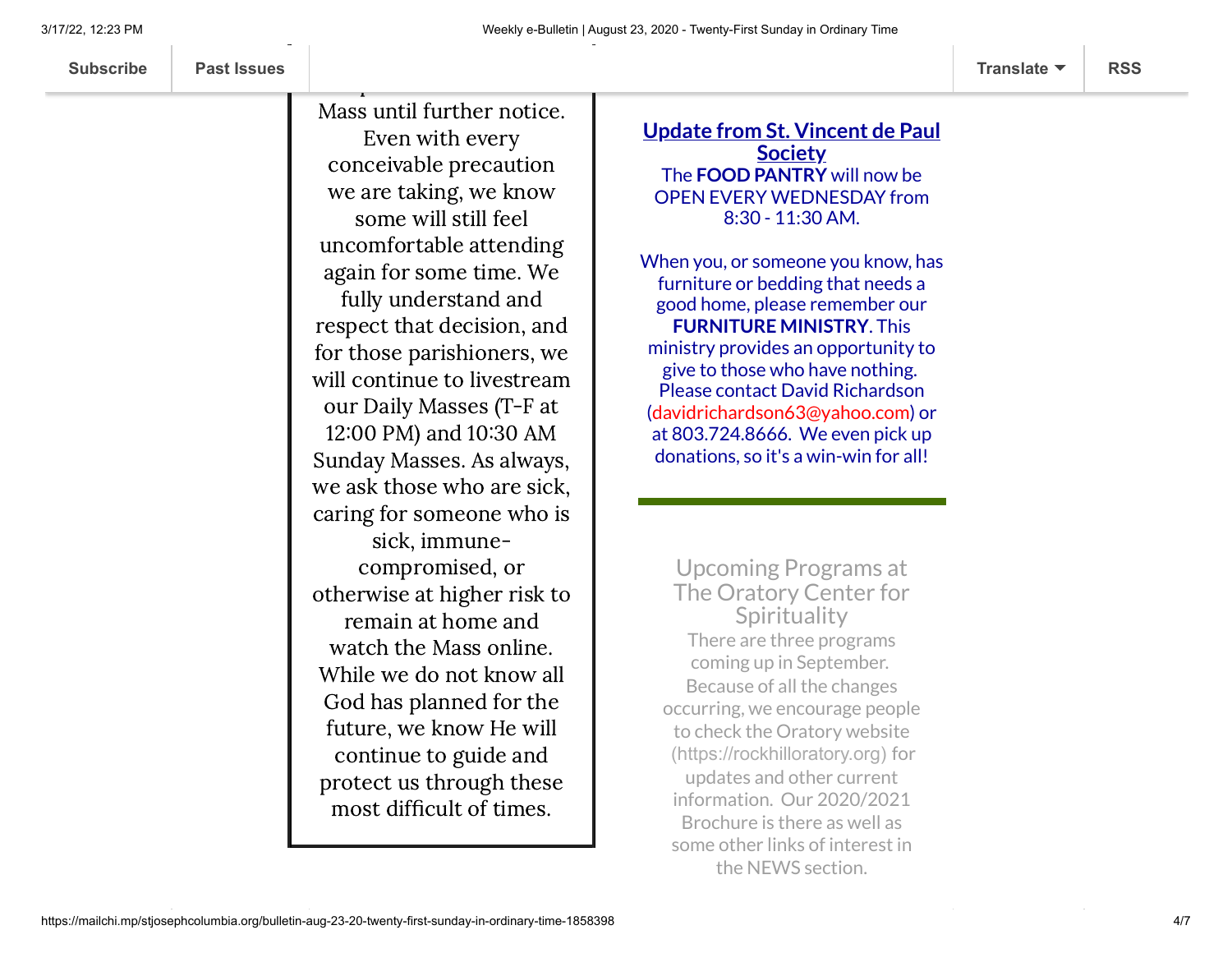Mass until further notice. Even with every conceivable precaution we are taking, we know some will still feel uncomfortable attending again for some time. We fully understand and respect that decision, and for those parishioners, we will continue to livestream our Daily Masses (T-F at 12:00 PM) and 10:30 AM Sunday Masses. As always, we ask those who are sick, caring for someone who is sick, immune-compromised, or otherwise at higher risk to remain at home and watch the Mass online. While we do not know all God has planned for the future, we know He will continue to guide and protect us through these most difficult of times.

## Update from St. Vincent de Paul Society

The **FOOD PANTRY** will now be OPEN EVERY WEDNESDAY from 8:30 - 11:30 AM.

When you, or someone you know, has furniture or bedding that needs a good home, please remember our **FURNITURE MINISTRY**. This ministry provides an opportunity to give to those who have nothing. Please contact David Richardson (davidrichardson63@yahoo.com) or at 803.724.8666. We even pick up donations, so it's a win-win for all!

## Upcoming Programs at The Oratory Center for Spirituality

There are three programs coming up in September. Because of all the changes occurring, we encourage people to check the Oratory website (https://rockhilloratory.org) for updates and other current information. Our 2020/2021 Brochure is there as well as some other links of interest in the NEWS section.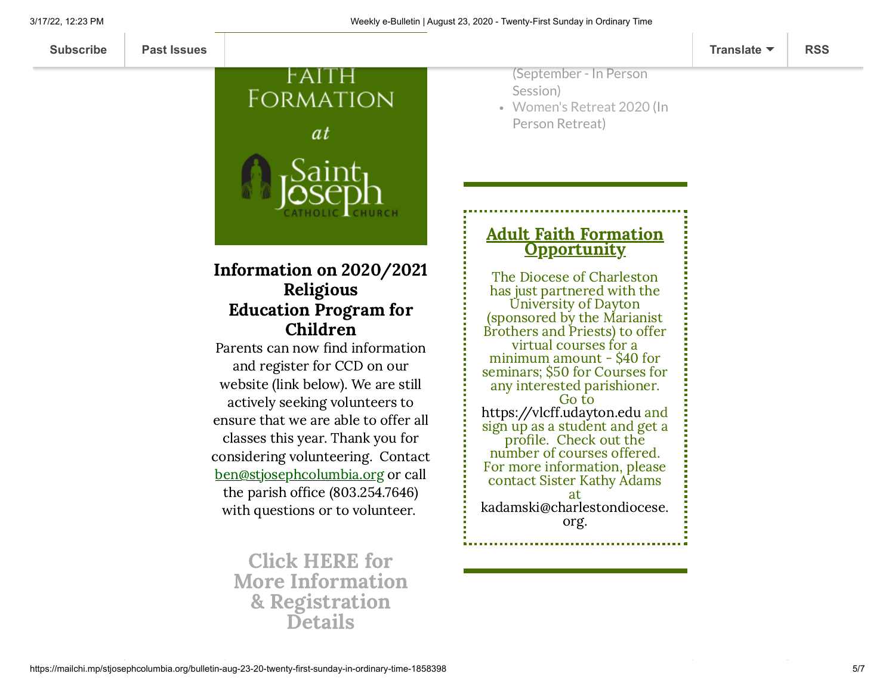Subscribe | Past Issues | Translate | RSS

(September - In Person Session)
- Women's Retreat 2020 (In Person Retreat)

FAITH FORMATION at Saint Joseph CATHOLIC CHURCH

## Information on 2020/2021 Religious Education Program for Children

Parents can now find information and register for CCD on our website (link below). We are still actively seeking volunteers to ensure that we are able to offer all classes this year. Thank you for considering volunteering. Contact ben@stjosephcolumbia.org or call the parish office (803.254.7646) with questions or to volunteer.

**Click HERE for More Information & Registration Details**

## Adult Faith Formation Opportunity

The Diocese of Charleston has just partnered with the University of Dayton (sponsored by the Marianist Brothers and Priests) to offer virtual courses for a minimum amount - $40 for seminars; $50 for Courses for any interested parishioner. Go to https://vlcff.udayton.edu and sign up as a student and get a profile. Check out the number of courses offered. For more information, please contact Sister Kathy Adams at kadamski@charlestondiocese.org.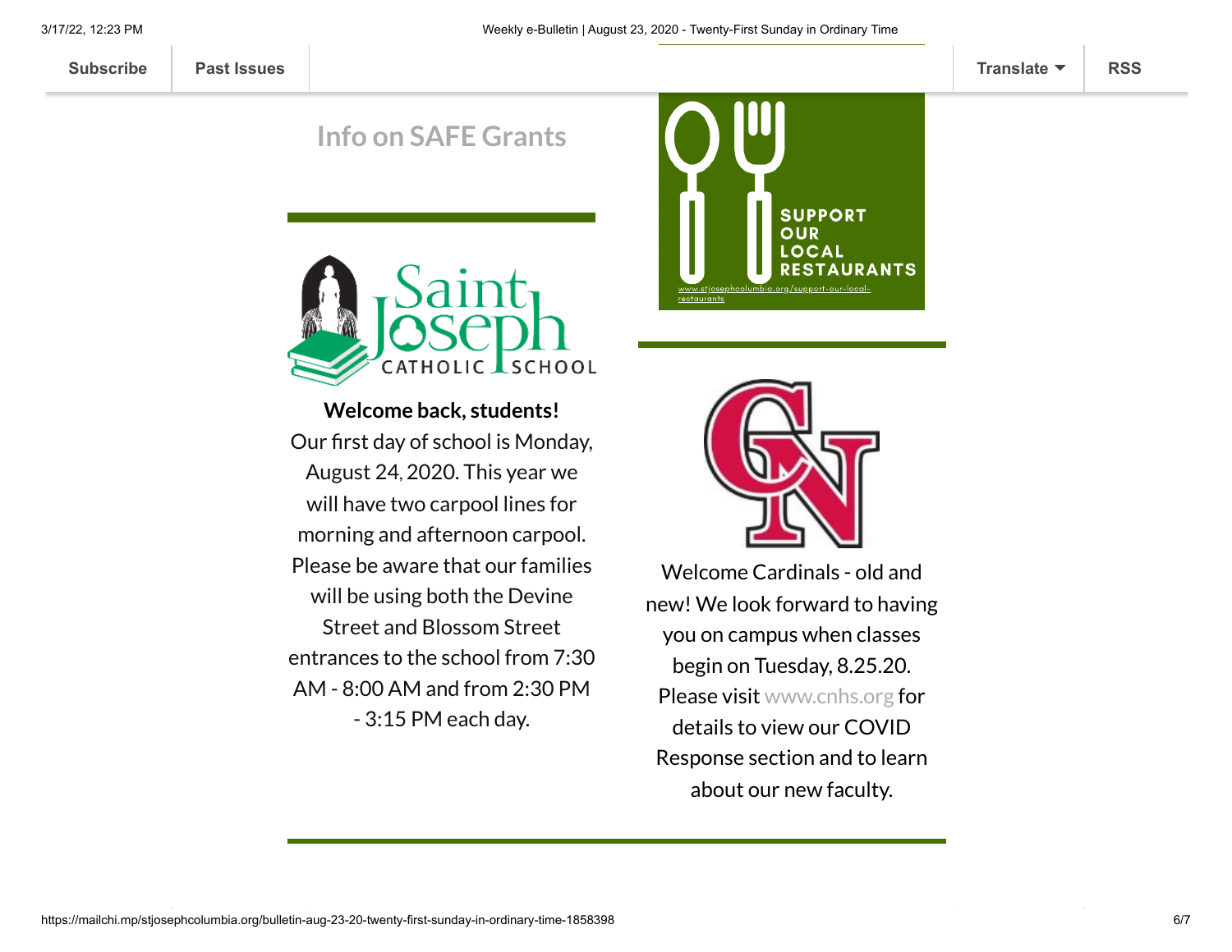Subscribe | Past Issues | Translate | RSS

## Info on SAFE Grants

SUPPORT OUR LOCAL RESTAURANTS

www.stjosephcolumbia.org/support-our-local-restaurants

Saint Joseph CATHOLIC SCHOOL

**Welcome back, students!**

Our first day of school is Monday, August 24, 2020. This year we will have two carpool lines for morning and afternoon carpool. Please be aware that our families will be using both the Devine Street and Blossom Street entrances to the school from 7:30 AM - 8:00 AM and from 2:30 PM - 3:15 PM each day.

Welcome Cardinals - old and new! We look forward to having you on campus when classes begin on Tuesday, 8.25.20. Please visit www.cnhs.org for details to view our COVID Response section and to learn about our new faculty.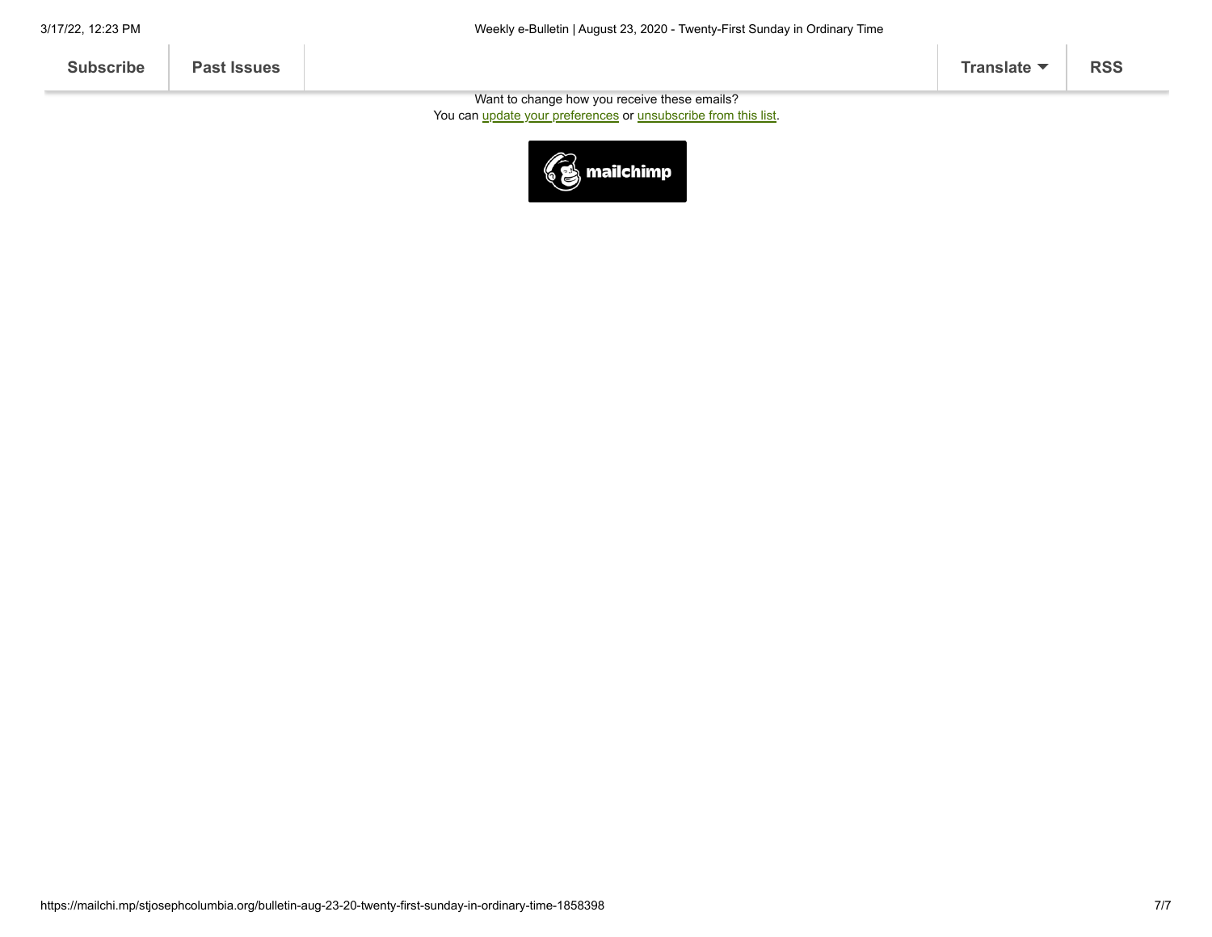Subscribe | Past Issues | Translate | RSS

Want to change how you receive these emails?
You can update your preferences or unsubscribe from this list.

mailchimp